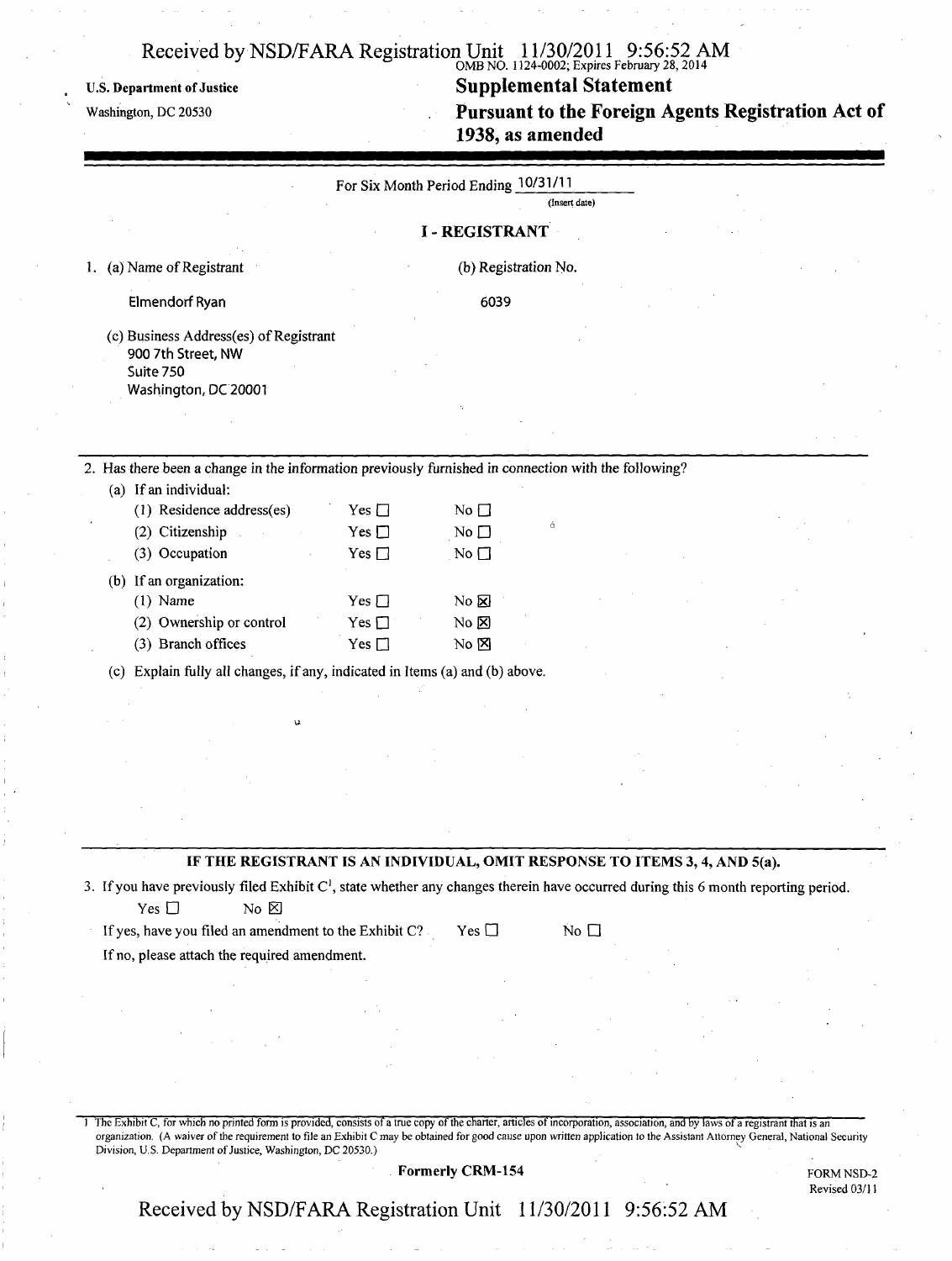OMB NO. 1124-0002; Expires February 28, 2014

**U.S. Department of Justice**

Washington, DC 20530

# Supplemental Statement

# Pursuant to the Foreign Agents Registration Act of 1938, as amended

For Six Month Period Ending 10/31/11
(Insert date)

## I - REGISTRANT

1. (a) Name of Registrant

   Elmendorf Ryan

   (b) Registration No.

   6039

   (c) Business Address(es) of Registrant
   900 7th Street, NW
   Suite 750
   Washington, DC 20001

2. Has there been a change in the information previously furnished in connection with the following?

   (a) If an individual:

   | | | |
   |---|---|---|
   | (1) Residence address(es) | Yes ☐ | No ☐ |
   | (2) Citizenship | Yes ☐ | No ☐ |
   | (3) Occupation | Yes ☐ | No ☐ |

   (b) If an organization:

   | | | |
   |---|---|---|
   | (1) Name | Yes ☐ | No ☒ |
   | (2) Ownership or control | Yes ☐ | No ☒ |
   | (3) Branch offices | Yes ☐ | No ☒ |

   (c) Explain fully all changes, if any, indicated in Items (a) and (b) above.

**IF THE REGISTRANT IS AN INDIVIDUAL, OMIT RESPONSE TO ITEMS 3, 4, AND 5(a).**

3. If you have previously filed Exhibit C[1], state whether any changes therein have occurred during this 6 month reporting period.

   Yes ☐ No ☒

   If yes, have you filed an amendment to the Exhibit C? Yes ☐ No ☐

   If no, please attach the required amendment.

1 The Exhibit C, for which no printed form is provided, consists of a true copy of the charter, articles of incorporation, association, and by laws of a registrant that is an organization. (A waiver of the requirement to file an Exhibit C may be obtained for good cause upon written application to the Assistant Attorney General, National Security Division, U.S. Department of Justice, Washington, DC 20530.)

Formerly CRM-154

FORM NSD-2
Revised 03/11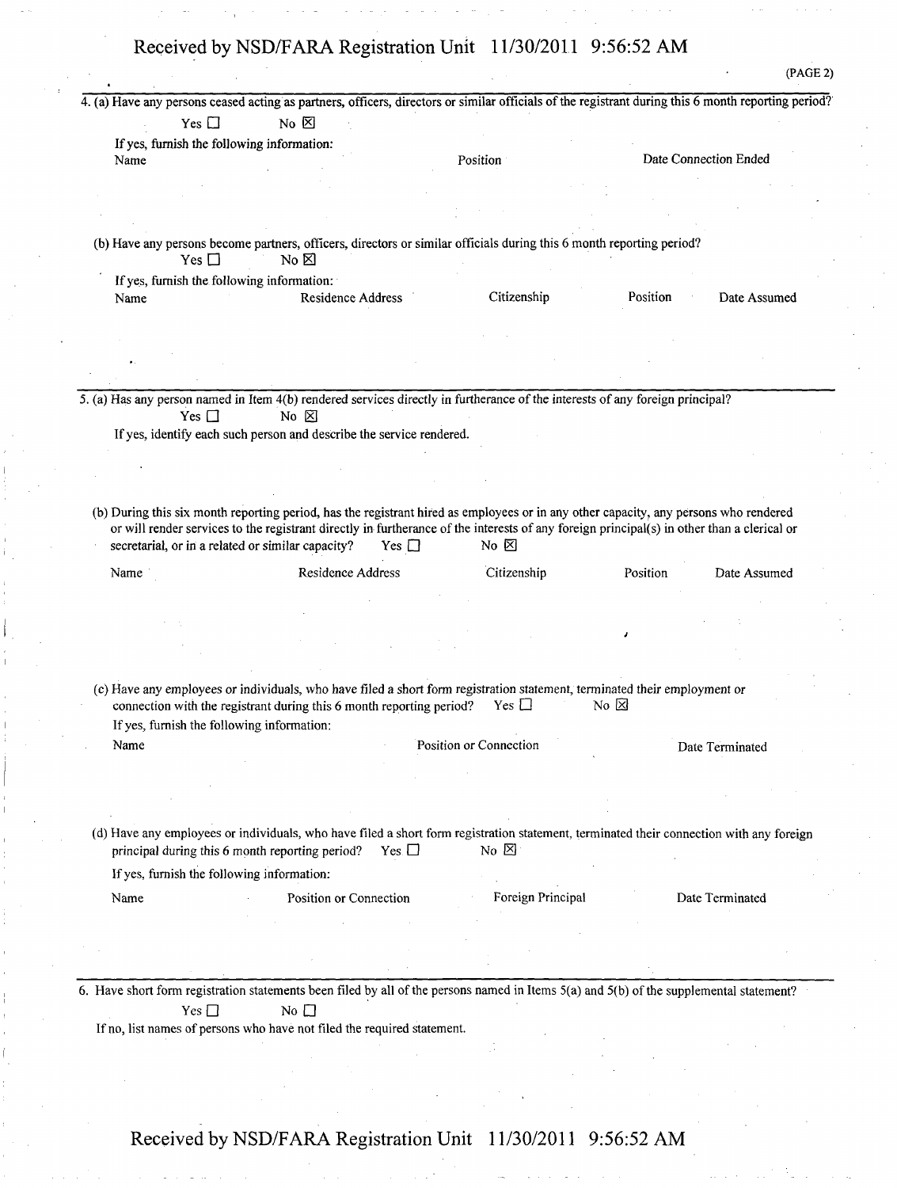(PAGE 2)

4. (a) Have any persons ceased acting as partners, officers, directors or similar officials of the registrant during this 6 month reporting period?

   Yes ☐ No ☒

   If yes, furnish the following information:

| Name | Position | Date Connection Ended |
|---|---|---|
| | | |

   (b) Have any persons become partners, officers, directors or similar officials during this 6 month reporting period?

   Yes ☐ No ☒

   If yes, furnish the following information:

| Name | Residence Address | Citizenship | Position | Date Assumed |
|---|---|---|---|---|
| | | | | |

5. (a) Has any person named in Item 4(b) rendered services directly in furtherance of the interests of any foreign principal?

   Yes ☐ No ☒

   If yes, identify each such person and describe the service rendered.

   (b) During this six month reporting period, has the registrant hired as employees or in any other capacity, any persons who rendered or will render services to the registrant directly in furtherance of the interests of any foreign principal(s) in other than a clerical or secretarial, or in a related or similar capacity? Yes ☐ No ☒

| Name | Residence Address | Citizenship | Position | Date Assumed |
|---|---|---|---|---|
| | | | | |

   (c) Have any employees or individuals, who have filed a short form registration statement, terminated their employment or connection with the registrant during this 6 month reporting period? Yes ☐ No ☒

   If yes, furnish the following information:

| Name | Position or Connection | Date Terminated |
|---|---|---|
| | | |

   (d) Have any employees or individuals, who have filed a short form registration statement, terminated their connection with any foreign principal during this 6 month reporting period? Yes ☐ No ☒

   If yes, furnish the following information:

| Name | Position or Connection | Foreign Principal | Date Terminated |
|---|---|---|---|
| | | | |

6. Have short form registration statements been filed by all of the persons named in Items 5(a) and 5(b) of the supplemental statement?

   Yes ☐ No ☐

   If no, list names of persons who have not filed the required statement.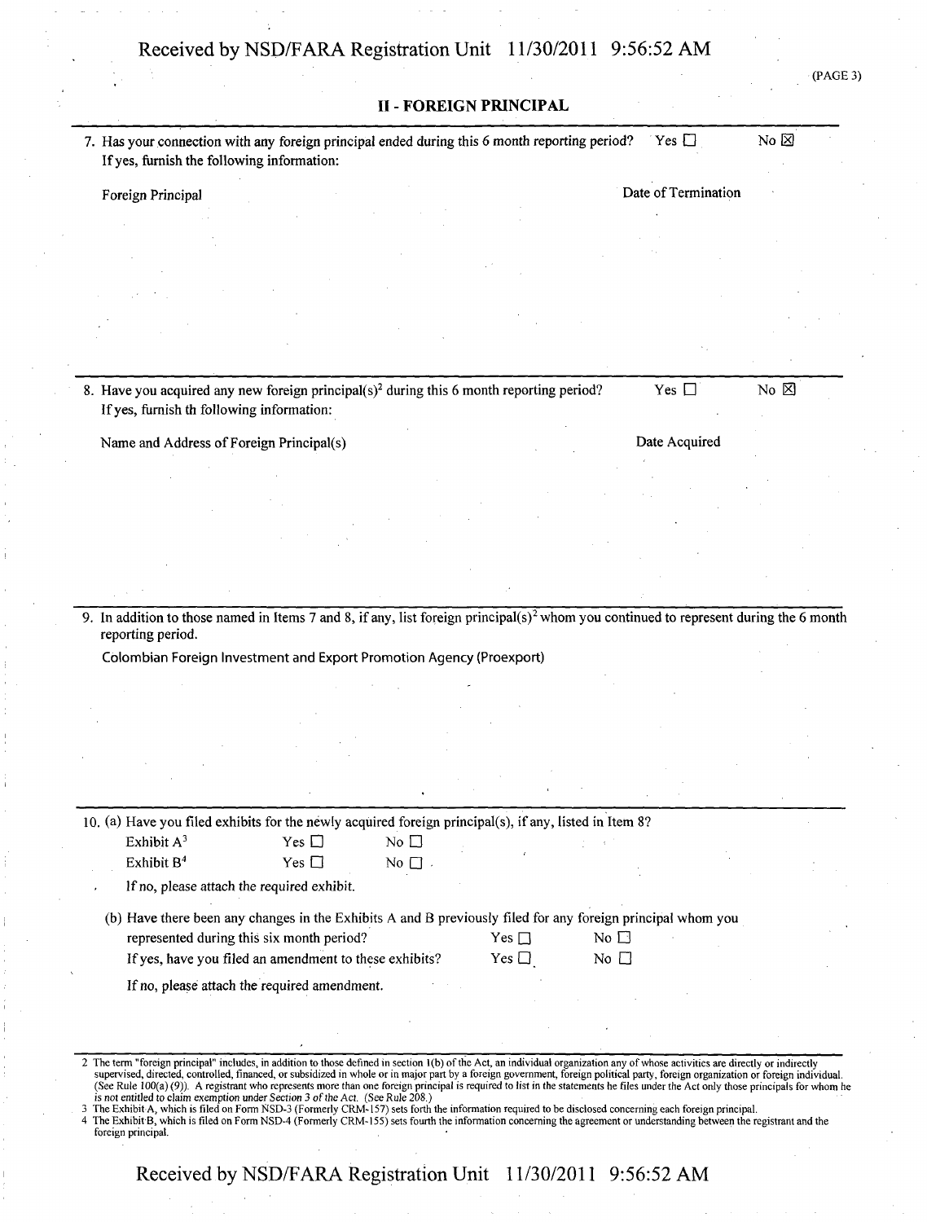## II - FOREIGN PRINCIPAL

7. Has your connection with any foreign principal ended during this 6 month reporting period? Yes ☐ No ☒
   If yes, furnish the following information:

   Foreign Principal | Date of Termination

8. Have you acquired any new foreign principal(s)[2] during this 6 month reporting period? Yes ☐ No ☒
   If yes, furnish th following information:

   Name and Address of Foreign Principal(s) | Date Acquired

9. In addition to those named in Items 7 and 8, if any, list foreign principal(s)[2] whom you continued to represent during the 6 month reporting period.

   Colombian Foreign Investment and Export Promotion Agency (Proexport)

10. (a) Have you filed exhibits for the newly acquired foreign principal(s), if any, listed in Item 8?

    Exhibit A[3] Yes ☐ No ☐
    Exhibit B[4] Yes ☐ No ☐

    If no, please attach the required exhibit.

    (b) Have there been any changes in the Exhibits A and B previously filed for any foreign principal whom you represented during this six month period? Yes ☐ No ☐
    If yes, have you filed an amendment to these exhibits? Yes ☐ No ☐

    If no, please attach the required amendment.

2 The term "foreign principal" includes, in addition to those defined in section 1(b) of the Act, an individual organization any of whose activities are directly or indirectly supervised, directed, controlled, financed, or subsidized in whole or in major part by a foreign government, foreign political party, foreign organization or foreign individual. (See Rule 100(a) (9)). A registrant who represents more than one foreign principal is required to list in the statements he files under the Act only those principals for whom he is not entitled to claim exemption under Section 3 of the Act. (See Rule 208.)

3 The Exhibit A, which is filed on Form NSD-3 (Formerly CRM-157) sets forth the information required to be disclosed concerning each foreign principal.

4 The Exhibit B, which is filed on Form NSD-4 (Formerly CRM-155) sets fourth the information concerning the agreement or understanding between the registrant and the foreign principal.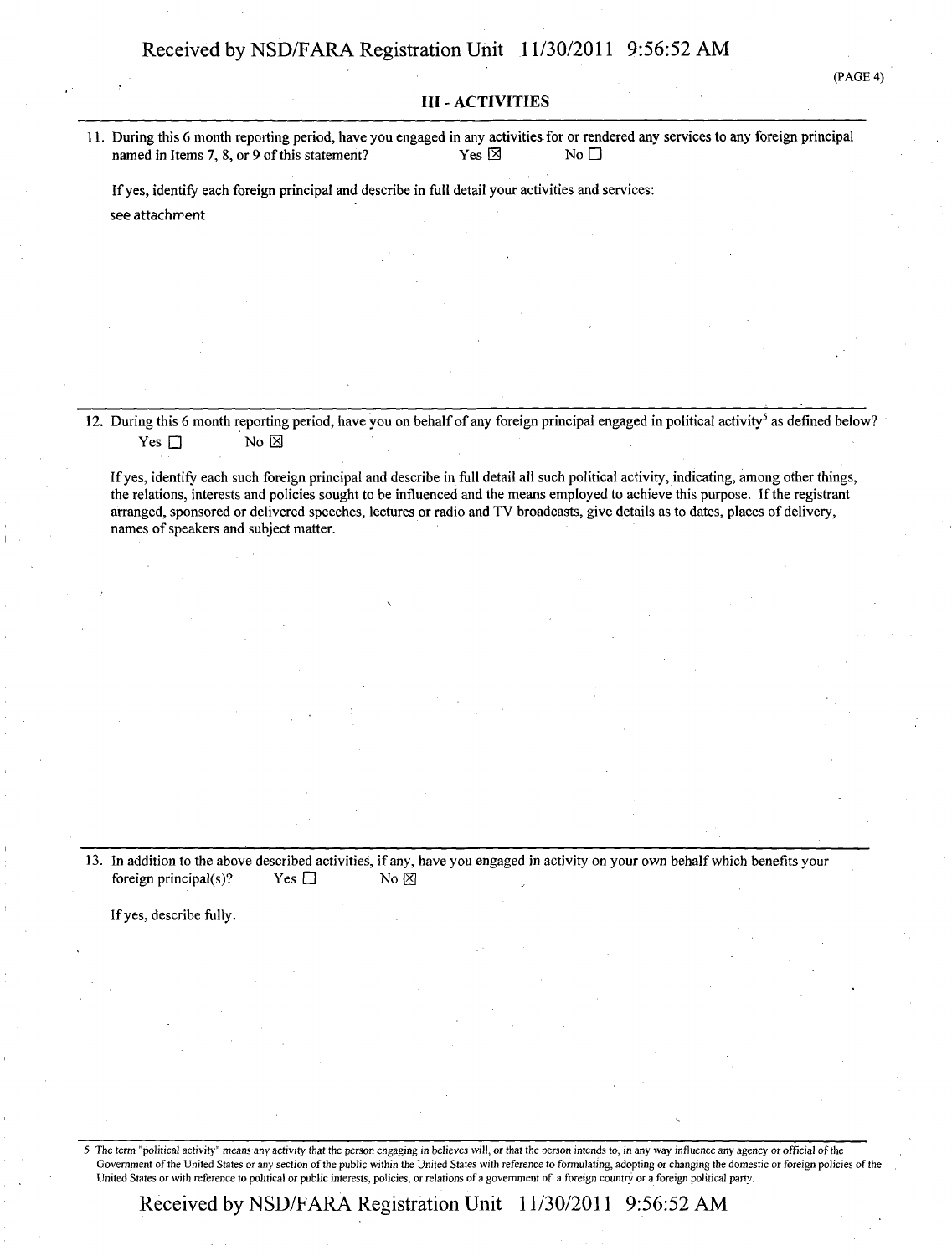(PAGE 4)

## III - ACTIVITIES

11. During this 6 month reporting period, have you engaged in any activities for or rendered any services to any foreign principal named in Items 7, 8, or 9 of this statement? Yes ☒ No ☐

    If yes, identify each foreign principal and describe in full detail your activities and services:

    see attachment

12. During this 6 month reporting period, have you on behalf of any foreign principal engaged in political activity[5] as defined below? Yes ☐ No ☒

    If yes, identify each such foreign principal and describe in full detail all such political activity, indicating, among other things, the relations, interests and policies sought to be influenced and the means employed to achieve this purpose. If the registrant arranged, sponsored or delivered speeches, lectures or radio and TV broadcasts, give details as to dates, places of delivery, names of speakers and subject matter.

13. In addition to the above described activities, if any, have you engaged in activity on your own behalf which benefits your foreign principal(s)? Yes ☐ No ☒

    If yes, describe fully.

5 The term "political activity" means any activity that the person engaging in believes will, or that the person intends to, in any way influence any agency or official of the Government of the United States or any section of the public within the United States with reference to formulating, adopting or changing the domestic or foreign policies of the United States or with reference to political or public interests, policies, or relations of a government of a foreign country or a foreign political party.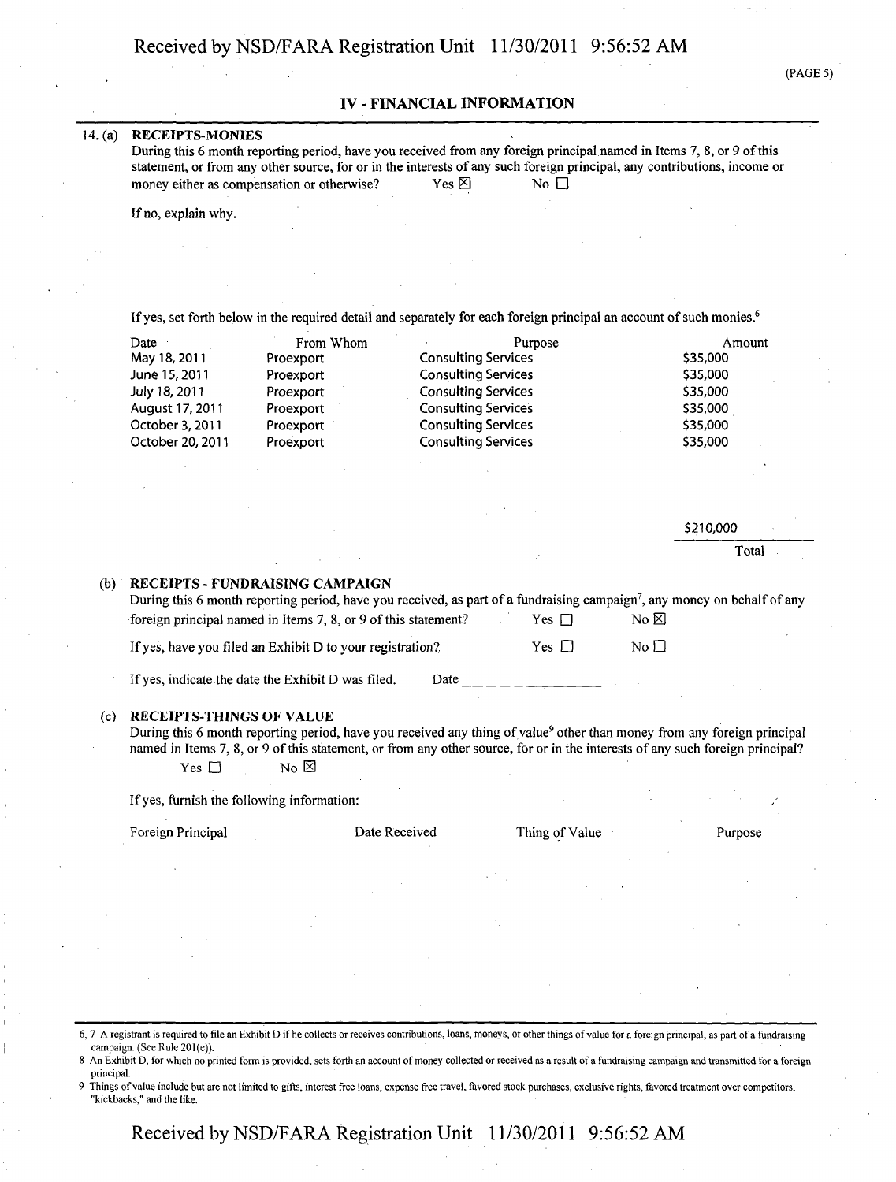(PAGE 5)

## IV - FINANCIAL INFORMATION

14. (a) **RECEIPTS-MONIES**

During this 6 month reporting period, have you received from any foreign principal named in Items 7, 8, or 9 of this statement, or from any other source, for or in the interests of any such foreign principal, any contributions, income or money either as compensation or otherwise? Yes ☒ No ☐

If no, explain why.

If yes, set forth below in the required detail and separately for each foreign principal an account of such monies.[6]

| Date | From Whom | Purpose | Amount |
|---|---|---|---|
| May 18, 2011 | Proexport | Consulting Services | $35,000 |
| June 15, 2011 | Proexport | Consulting Services | $35,000 |
| July 18, 2011 | Proexport | Consulting Services | $35,000 |
| August 17, 2011 | Proexport | Consulting Services | $35,000 |
| October 3, 2011 | Proexport | Consulting Services | $35,000 |
| October 20, 2011 | Proexport | Consulting Services | $35,000 |

$210,000
Total

(b) **RECEIPTS - FUNDRAISING CAMPAIGN**

During this 6 month reporting period, have you received, as part of a fundraising campaign[7], any money on behalf of any foreign principal named in Items 7, 8, or 9 of this statement? Yes ☐ No ☒

If yes, have you filed an Exhibit D to your registration? Yes ☐ No ☐

If yes, indicate the date the Exhibit D was filed. Date ______________

(c) **RECEIPTS-THINGS OF VALUE**

During this 6 month reporting period, have you received any thing of value[9] other than money from any foreign principal named in Items 7, 8, or 9 of this statement, or from any other source, for or in the interests of any such foreign principal?
Yes ☐ No ☒

If yes, furnish the following information:

| Foreign Principal | Date Received | Thing of Value | Purpose |
|---|---|---|---|

6, 7 A registrant is required to file an Exhibit D if he collects or receives contributions, loans, moneys, or other things of value for a foreign principal, as part of a fundraising campaign. (See Rule 201(e)).

8 An Exhibit D, for which no printed form is provided, sets forth an account of money collected or received as a result of a fundraising campaign and transmitted for a foreign principal.

9 Things of value include but are not limited to gifts, interest free loans, expense free travel, favored stock purchases, exclusive rights, favored treatment over competitors, "kickbacks," and the like.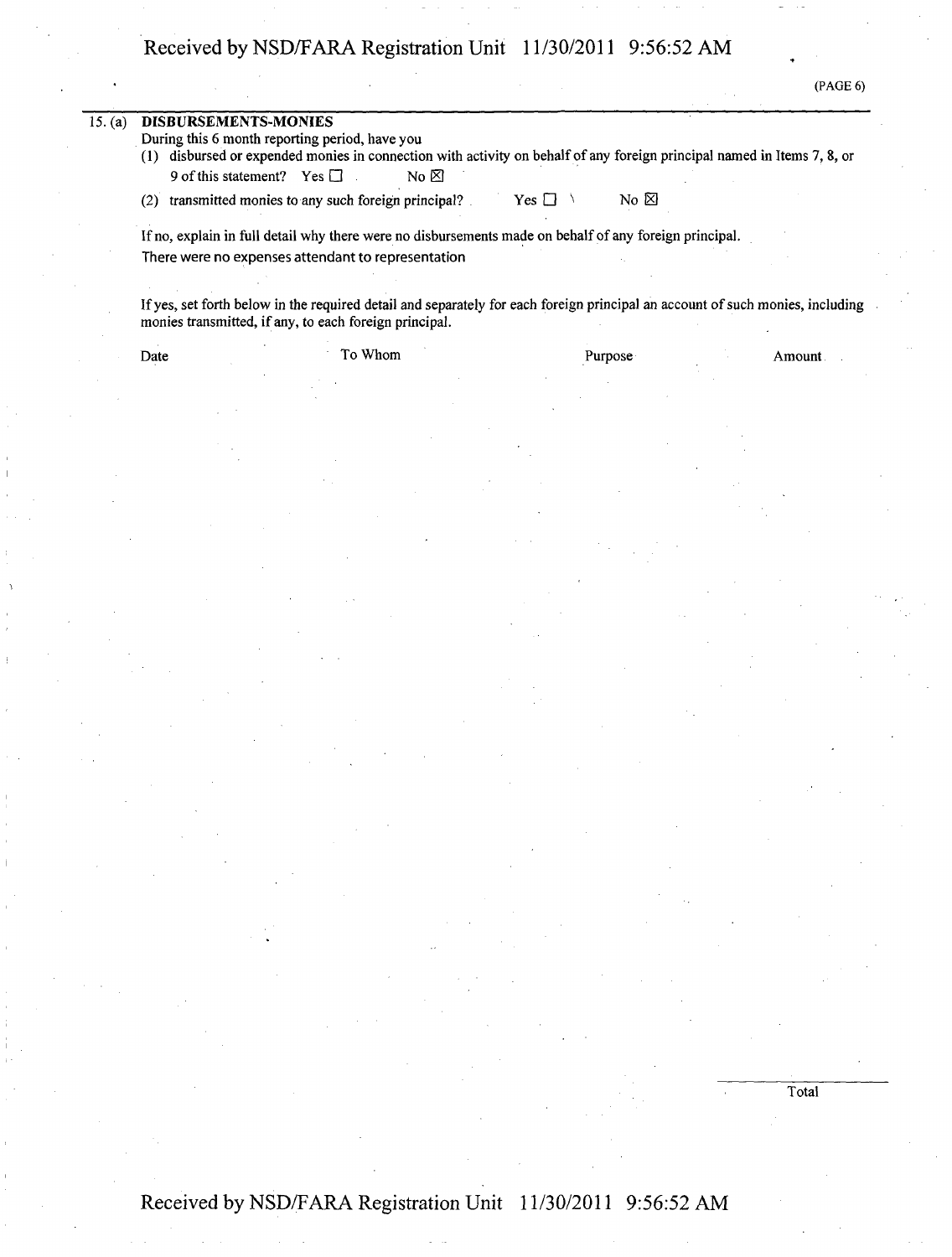(PAGE 6)

15. (a) **DISBURSEMENTS-MONIES**

During this 6 month reporting period, have you

(1) disbursed or expended monies in connection with activity on behalf of any foreign principal named in Items 7, 8, or 9 of this statement? Yes ☐ No ☒

(2) transmitted monies to any such foreign principal? Yes ☐ No ☒

If no, explain in full detail why there were no disbursements made on behalf of any foreign principal.

There were no expenses attendant to representation

If yes, set forth below in the required detail and separately for each foreign principal an account of such monies, including monies transmitted, if any, to each foreign principal.

| Date | To Whom | Purpose | Amount |
| --- | --- | --- | --- |
| | | | |
| | | Total | |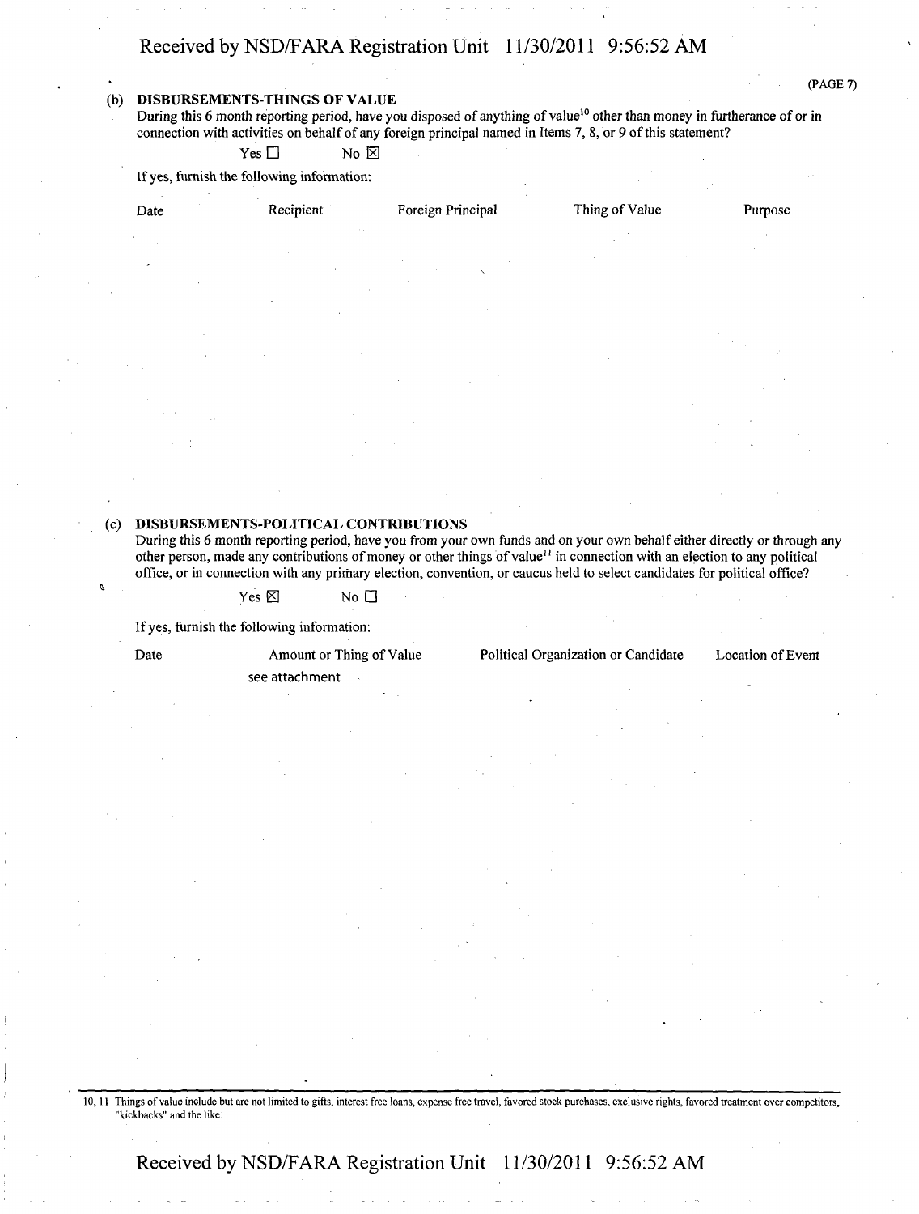(PAGE 7)

**(b) DISBURSEMENTS-THINGS OF VALUE**

During this 6 month reporting period, have you disposed of anything of value[10] other than money in furtherance of or in connection with activities on behalf of any foreign principal named in Items 7, 8, or 9 of this statement?

Yes ☐ No ☒

If yes, furnish the following information:

| Date | Recipient | Foreign Principal | Thing of Value | Purpose |
|---|---|---|---|---|

**(c) DISBURSEMENTS-POLITICAL CONTRIBUTIONS**

During this 6 month reporting period, have you from your own funds and on your own behalf either directly or through any other person, made any contributions of money or other things of value[11] in connection with an election to any political office, or in connection with any primary election, convention, or caucus held to select candidates for political office?

Yes ☒ No ☐

If yes, furnish the following information:

| Date | Amount or Thing of Value | Political Organization or Candidate | Location of Event |
|---|---|---|---|
| | see attachment | | |

10, 11 Things of value include but are not limited to gifts, interest free loans, expense free travel, favored stock purchases, exclusive rights, favored treatment over competitors, "kickbacks" and the like.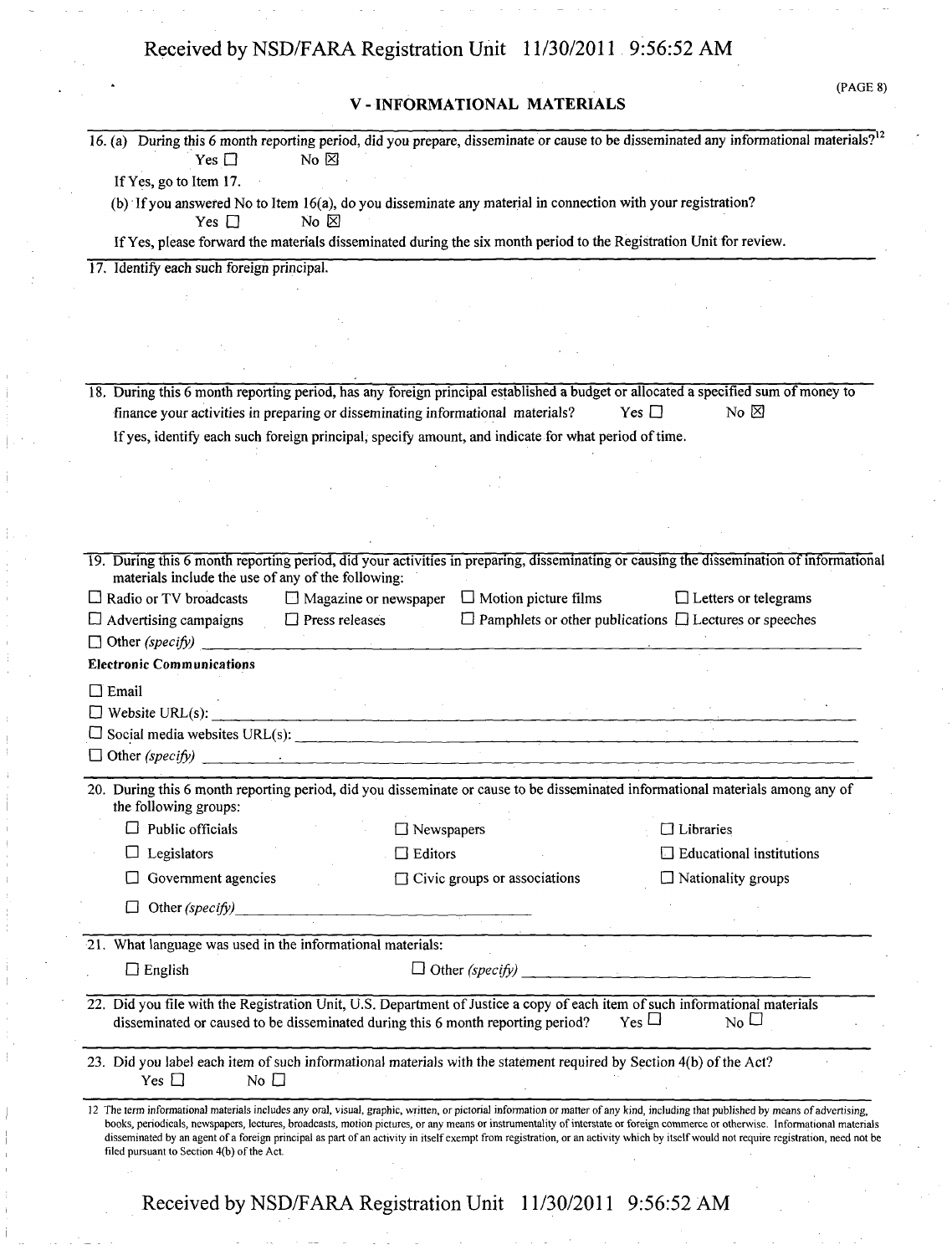(PAGE 8)

## V - INFORMATIONAL MATERIALS

16. (a) During this 6 month reporting period, did you prepare, disseminate or cause to be disseminated any informational materials?[12]

Yes ☐ No ☒

If Yes, go to Item 17.

(b) If you answered No to Item 16(a), do you disseminate any material in connection with your registration?

Yes ☐ No ☒

If Yes, please forward the materials disseminated during the six month period to the Registration Unit for review.

17. Identify each such foreign principal.

18. During this 6 month reporting period, has any foreign principal established a budget or allocated a specified sum of money to finance your activities in preparing or disseminating informational materials? Yes ☐ No ☒

If yes, identify each such foreign principal, specify amount, and indicate for what period of time.

19. During this 6 month reporting period, did your activities in preparing, disseminating or causing the dissemination of informational materials include the use of any of the following:

☐ Radio or TV broadcasts ☐ Magazine or newspaper ☐ Motion picture films ☐ Letters or telegrams

☐ Advertising campaigns ☐ Press releases ☐ Pamphlets or other publications ☐ Lectures or speeches

☐ Other *(specify)* ______

**Electronic Communications**

☐ Email

☐ Website URL(s): ______

☐ Social media websites URL(s): ______

☐ Other *(specify)* ______

20. During this 6 month reporting period, did you disseminate or cause to be disseminated informational materials among any of the following groups:

☐ Public officials ☐ Newspapers ☐ Libraries

☐ Legislators ☐ Editors ☐ Educational institutions

☐ Government agencies ☐ Civic groups or associations ☐ Nationality groups

☐ Other *(specify)* ______

21. What language was used in the informational materials:

☐ English ☐ Other *(specify)* ______

22. Did you file with the Registration Unit, U.S. Department of Justice a copy of each item of such informational materials disseminated or caused to be disseminated during this 6 month reporting period? Yes ☐ No ☐

23. Did you label each item of such informational materials with the statement required by Section 4(b) of the Act?

Yes ☐ No ☐

12 The term informational materials includes any oral, visual, graphic, written, or pictorial information or matter of any kind, including that published by means of advertising, books, periodicals, newspapers, lectures, broadcasts, motion pictures, or any means or instrumentality of interstate or foreign commerce or otherwise. Informational materials disseminated by an agent of a foreign principal as part of an activity in itself exempt from registration, or an activity which by itself would not require registration, need not be filed pursuant to Section 4(b) of the Act.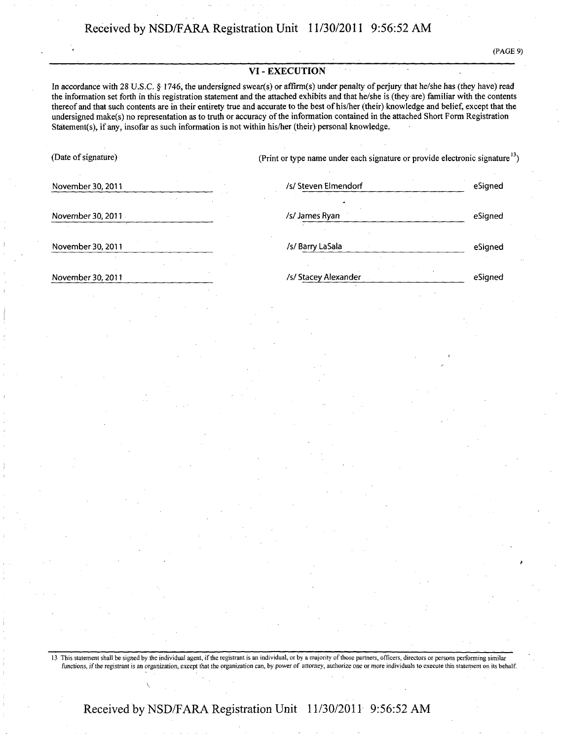## VI - EXECUTION

In accordance with 28 U.S.C. § 1746, the undersigned swear(s) or affirm(s) under penalty of perjury that he/she has (they have) read the information set forth in this registration statement and the attached exhibits and that he/she is (they are) familiar with the contents thereof and that such contents are in their entirety true and accurate to the best of his/her (their) knowledge and belief, except that the undersigned make(s) no representation as to truth or accuracy of the information contained in the attached Short Form Registration Statement(s), if any, insofar as such information is not within his/her (their) personal knowledge.

| (Date of signature) | (Print or type name under each signature or provide electronic signature[13]) | |
|---|---|---|
| November 30, 2011 | /s/ Steven Elmendorf | eSigned |
| November 30, 2011 | /s/ James Ryan | eSigned |
| November 30, 2011 | /s/ Barry LaSala | eSigned |
| November 30, 2011 | /s/ Stacey Alexander | eSigned |

13 This statement shall be signed by the individual agent, if the registrant is an individual, or by a majority of those partners, officers, directors or persons performing similar functions, if the registrant is an organization, except that the organization can, by power of attorney, authorize one or more individuals to execute this statement on its behalf.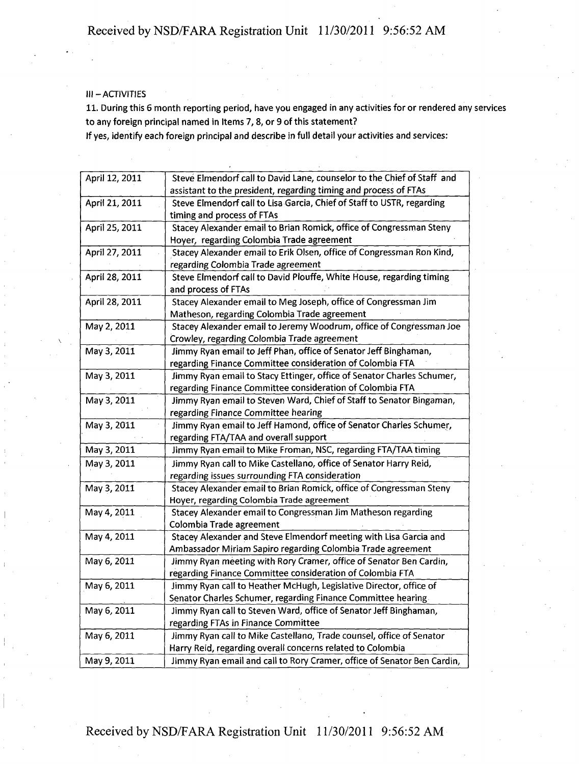III – ACTIVITIES

11. During this 6 month reporting period, have you engaged in any activities for or rendered any services to any foreign principal named in Items 7, 8, or 9 of this statement?

If yes, identify each foreign principal and describe in full detail your activities and services:

| | |
|---|---|
| April 12, 2011 | Steve Elmendorf call to David Lane, counselor to the Chief of Staff and assistant to the president, regarding timing and process of FTAs |
| April 21, 2011 | Steve Elmendorf call to Lisa Garcia, Chief of Staff to USTR, regarding timing and process of FTAs |
| April 25, 2011 | Stacey Alexander email to Brian Romick, office of Congressman Steny Hoyer, regarding Colombia Trade agreement |
| April 27, 2011 | Stacey Alexander email to Erik Olsen, office of Congressman Ron Kind, regarding Colombia Trade agreement |
| April 28, 2011 | Steve Elmendorf call to David Plouffe, White House, regarding timing and process of FTAs |
| April 28, 2011 | Stacey Alexander email to Meg Joseph, office of Congressman Jim Matheson, regarding Colombia Trade agreement |
| May 2, 2011 | Stacey Alexander email to Jeremy Woodrum, office of Congressman Joe Crowley, regarding Colombia Trade agreement |
| May 3, 2011 | Jimmy Ryan email to Jeff Phan, office of Senator Jeff Binghaman, regarding Finance Committee consideration of Colombia FTA |
| May 3, 2011 | Jimmy Ryan email to Stacy Ettinger, office of Senator Charles Schumer, regarding Finance Committee consideration of Colombia FTA |
| May 3, 2011 | Jimmy Ryan email to Steven Ward, Chief of Staff to Senator Bingaman, regarding Finance Committee hearing |
| May 3, 2011 | Jimmy Ryan email to Jeff Hamond, office of Senator Charles Schumer, regarding FTA/TAA and overall support |
| May 3, 2011 | Jimmy Ryan email to Mike Froman, NSC, regarding FTA/TAA timing |
| May 3, 2011 | Jimmy Ryan call to Mike Castellano, office of Senator Harry Reid, regarding issues surrounding FTA consideration |
| May 3, 2011 | Stacey Alexander email to Brian Romick, office of Congressman Steny Hoyer, regarding Colombia Trade agreement |
| May 4, 2011 | Stacey Alexander email to Congressman Jim Matheson regarding Colombia Trade agreement |
| May 4, 2011 | Stacey Alexander and Steve Elmendorf meeting with Lisa Garcia and Ambassador Miriam Sapiro regarding Colombia Trade agreement |
| May 6, 2011 | Jimmy Ryan meeting with Rory Cramer, office of Senator Ben Cardin, regarding Finance Committee consideration of Colombia FTA |
| May 6, 2011 | Jimmy Ryan call to Heather McHugh, Legislative Director, office of Senator Charles Schumer, regarding Finance Committee hearing |
| May 6, 2011 | Jimmy Ryan call to Steven Ward, office of Senator Jeff Binghaman, regarding FTAs in Finance Committee |
| May 6, 2011 | Jimmy Ryan call to Mike Castellano, Trade counsel, office of Senator Harry Reid, regarding overall concerns related to Colombia |
| May 9, 2011 | Jimmy Ryan email and call to Rory Cramer, office of Senator Ben Cardin, |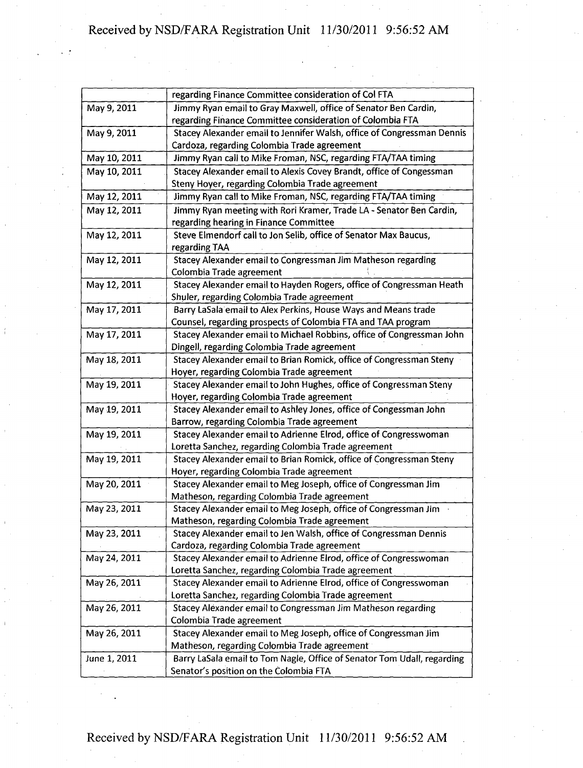| | |
|---|---|
| | regarding Finance Committee consideration of Col FTA |
| May 9, 2011 | Jimmy Ryan email to Gray Maxwell, office of Senator Ben Cardin, regarding Finance Committee consideration of Colombia FTA |
| May 9, 2011 | Stacey Alexander email to Jennifer Walsh, office of Congressman Dennis Cardoza, regarding Colombia Trade agreement |
| May 10, 2011 | Jimmy Ryan call to Mike Froman, NSC, regarding FTA/TAA timing |
| May 10, 2011 | Stacey Alexander email to Alexis Covey Brandt, office of Congessman Steny Hoyer, regarding Colombia Trade agreement |
| May 12, 2011 | Jimmy Ryan call to Mike Froman, NSC, regarding FTA/TAA timing |
| May 12, 2011 | Jimmy Ryan meeting with Rori Kramer, Trade LA - Senator Ben Cardin, regarding hearing in Finance Committee |
| May 12, 2011 | Steve Elmendorf call to Jon Selib, office of Senator Max Baucus, regarding TAA |
| May 12, 2011 | Stacey Alexander email to Congressman Jim Matheson regarding Colombia Trade agreement |
| May 12, 2011 | Stacey Alexander email to Hayden Rogers, office of Congressman Heath Shuler, regarding Colombia Trade agreement |
| May 17, 2011 | Barry LaSala email to Alex Perkins, House Ways and Means trade Counsel, regarding prospects of Colombia FTA and TAA program |
| May 17, 2011 | Stacey Alexander email to Michael Robbins, office of Congressman John Dingell, regarding Colombia Trade agreement |
| May 18, 2011 | Stacey Alexander email to Brian Romick, office of Congressman Steny Hoyer, regarding Colombia Trade agreement |
| May 19, 2011 | Stacey Alexander email to John Hughes, office of Congressman Steny Hoyer, regarding Colombia Trade agreement |
| May 19, 2011 | Stacey Alexander email to Ashley Jones, office of Congessman John Barrow, regarding Colombia Trade agreement |
| May 19, 2011 | Stacey Alexander email to Adrienne Elrod, office of Congresswoman Loretta Sanchez, regarding Colombia Trade agreement |
| May 19, 2011 | Stacey Alexander email to Brian Romick, office of Congressman Steny Hoyer, regarding Colombia Trade agreement |
| May 20, 2011 | Stacey Alexander email to Meg Joseph, office of Congressman Jim Matheson, regarding Colombia Trade agreement |
| May 23, 2011 | Stacey Alexander email to Meg Joseph, office of Congressman Jim Matheson, regarding Colombia Trade agreement |
| May 23, 2011 | Stacey Alexander email to Jen Walsh, office of Congressman Dennis Cardoza, regarding Colombia Trade agreement |
| May 24, 2011 | Stacey Alexander email to Adrienne Elrod, office of Congresswoman Loretta Sanchez, regarding Colombia Trade agreement |
| May 26, 2011 | Stacey Alexander email to Adrienne Elrod, office of Congresswoman Loretta Sanchez, regarding Colombia Trade agreement |
| May 26, 2011 | Stacey Alexander email to Congressman Jim Matheson regarding Colombia Trade agreement |
| May 26, 2011 | Stacey Alexander email to Meg Joseph, office of Congressman Jim Matheson, regarding Colombia Trade agreement |
| June 1, 2011 | Barry LaSala email to Tom Nagle, Office of Senator Tom Udall, regarding Senator's position on the Colombia FTA |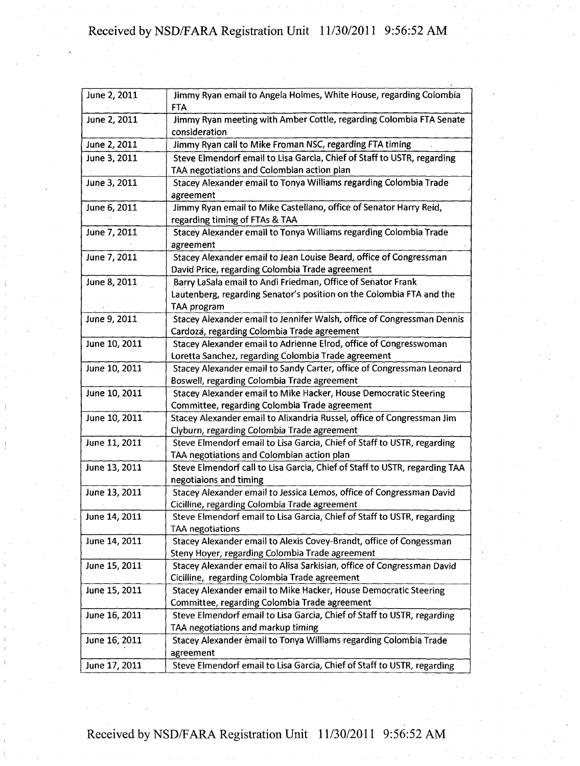| June 2, 2011 | Jimmy Ryan email to Angela Holmes, White House, regarding Colombia FTA |
|---|---|
| June 2, 2011 | Jimmy Ryan meeting with Amber Cottle, regarding Colombia FTA Senate consideration |
| June 2, 2011 | Jimmy Ryan call to Mike Froman NSC, regarding FTA timing |
| June 3, 2011 | Steve Elmendorf email to Lisa Garcia, Chief of Staff to USTR, regarding TAA negotiations and Colombian action plan |
| June 3, 2011 | Stacey Alexander email to Tonya Williams regarding Colombia Trade agreement |
| June 6, 2011 | Jimmy Ryan email to Mike Castellano, office of Senator Harry Reid, regarding timing of FTAs & TAA |
| June 7, 2011 | Stacey Alexander email to Tonya Williams regarding Colombia Trade agreement |
| June 7, 2011 | Stacey Alexander email to Jean Louise Beard, office of Congressman David Price, regarding Colombia Trade agreement |
| June 8, 2011 | Barry LaSala email to Andi Friedman, Office of Senator Frank Lautenberg, regarding Senator's position on the Colombia FTA and the TAA program |
| June 9, 2011 | Stacey Alexander email to Jennifer Walsh, office of Congressman Dennis Cardozá, regarding Colombia Trade agreement |
| June 10, 2011 | Stacey Alexander email to Adrienne Elrod, office of Congresswoman Loretta Sanchez, regarding Colombia Trade agreement |
| June 10, 2011 | Stacey Alexander email to Sandy Carter, office of Congressman Leonard Boswell, regarding Colombia Trade agreement |
| June 10, 2011 | Stacey Alexander email to Mike Hacker, House Democratic Steering Committee, regarding Colombia Trade agreement |
| June 10, 2011 | Stacey Alexander email to Alixandria Russel, office of Congressman Jim Clyburn, regarding Colombia Trade agreement |
| June 11, 2011 | Steve Elmendorf email to Lisa Garcia, Chief of Staff to USTR, regarding TAA negotiations and Colombian action plan |
| June 13, 2011 | Steve Elmendorf call to Lisa Garcia, Chief of Staff to USTR, regarding TAA negotiaions and timing |
| June 13, 2011 | Stacey Alexander email to Jessica Lemos, office of Congressman David Cicilline, regarding Colombia Trade agreement |
| June 14, 2011 | Steve Elmendorf email to Lisa Garcia, Chief of Staff to USTR, regarding TAA negotiations |
| June 14, 2011 | Stacey Alexander email to Alexis Covey-Brandt, office of Congessman Steny Hoyer, regarding Colombia Trade agreement |
| June 15, 2011 | Stacey Alexander email to Alisa Sarkisian, office of Congressman David Cicilline, regarding Colombia Trade agreement |
| June 15, 2011 | Stacey Alexander email to Mike Hacker, House Democratic Steering Committee, regarding Colombia Trade agreement |
| June 16, 2011 | Steve Elmendorf email to Lisa Garcia, Chief of Staff to USTR, regarding TAA negotiations and markup timing |
| June 16, 2011 | Stacey Alexander email to Tonya Williams regarding Colombia Trade agreement |
| June 17, 2011 | Steve Elmendorf email to Lisa Garcia, Chief of Staff to USTR, regarding |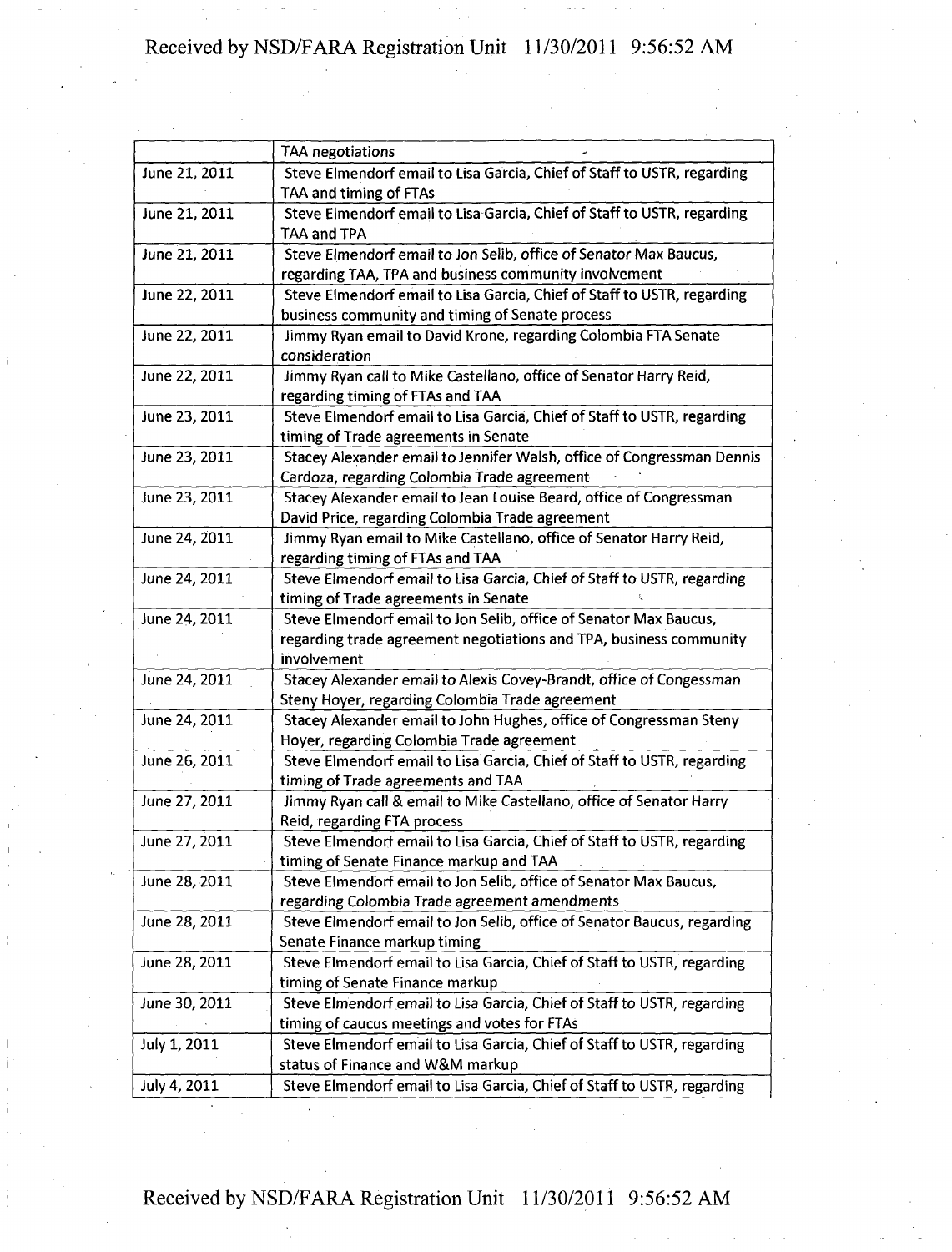| | |
|---|---|
| | TAA negotiations |
| June 21, 2011 | Steve Elmendorf email to Lisa Garcia, Chief of Staff to USTR, regarding TAA and timing of FTAs |
| June 21, 2011 | Steve Elmendorf email to Lisa Garcia, Chief of Staff to USTR, regarding TAA and TPA |
| June 21, 2011 | Steve Elmendorf email to Jon Selib, office of Senator Max Baucus, regarding TAA, TPA and business community involvement |
| June 22, 2011 | Steve Elmendorf email to Lisa Garcia, Chief of Staff to USTR, regarding business community and timing of Senate process |
| June 22, 2011 | Jimmy Ryan email to David Krone, regarding Colombia FTA Senate consideration |
| June 22, 2011 | Jimmy Ryan call to Mike Castellano, office of Senator Harry Reid, regarding timing of FTAs and TAA |
| June 23, 2011 | Steve Elmendorf email to Lisa Garcia, Chief of Staff to USTR, regarding timing of Trade agreements in Senate |
| June 23, 2011 | Stacey Alexander email to Jennifer Walsh, office of Congressman Dennis Cardoza, regarding Colombia Trade agreement |
| June 23, 2011 | Stacey Alexander email to Jean Louise Beard, office of Congressman David Price, regarding Colombia Trade agreement |
| June 24, 2011 | Jimmy Ryan email to Mike Castellano, office of Senator Harry Reid, regarding timing of FTAs and TAA |
| June 24, 2011 | Steve Elmendorf email to Lisa Garcia, Chief of Staff to USTR, regarding timing of Trade agreements in Senate |
| June 24, 2011 | Steve Elmendorf email to Jon Selib, office of Senator Max Baucus, regarding trade agreement negotiations and TPA, business community involvement |
| June 24, 2011 | Stacey Alexander email to Alexis Covey-Brandt, office of Congessman Steny Hoyer, regarding Colombia Trade agreement |
| June 24, 2011 | Stacey Alexander email to John Hughes, office of Congressman Steny Hoyer, regarding Colombia Trade agreement |
| June 26, 2011 | Steve Elmendorf email to Lisa Garcia, Chief of Staff to USTR, regarding timing of Trade agreements and TAA |
| June 27, 2011 | Jimmy Ryan call & email to Mike Castellano, office of Senator Harry Reid, regarding FTA process |
| June 27, 2011 | Steve Elmendorf email to Lisa Garcia, Chief of Staff to USTR, regarding timing of Senate Finance markup and TAA |
| June 28, 2011 | Steve Elmendorf email to Jon Selib, office of Senator Max Baucus, regarding Colombia Trade agreement amendments |
| June 28, 2011 | Steve Elmendorf email to Jon Selib, office of Senator Baucus, regarding Senate Finance markup timing |
| June 28, 2011 | Steve Elmendorf email to Lisa Garcia, Chief of Staff to USTR, regarding timing of Senate Finance markup |
| June 30, 2011 | Steve Elmendorf email to Lisa Garcia, Chief of Staff to USTR, regarding timing of caucus meetings and votes for FTAs |
| July 1, 2011 | Steve Elmendorf email to Lisa Garcia, Chief of Staff to USTR, regarding status of Finance and W&M markup |
| July 4, 2011 | Steve Elmendorf email to Lisa Garcia, Chief of Staff to USTR, regarding |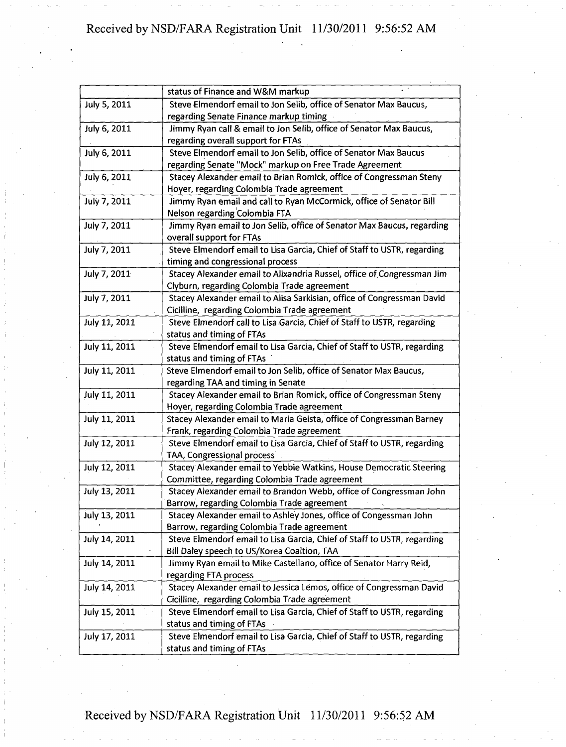| | |
|---|---|
| | status of Finance and W&M markup |
| July 5, 2011 | Steve Elmendorf email to Jon Selib, office of Senator Max Baucus, regarding Senate Finance markup timing |
| July 6, 2011 | Jimmy Ryan call & email to Jon Selib, office of Senator Max Baucus, regarding overall support for FTAs |
| July 6, 2011 | Steve Elmendorf email to Jon Selib, office of Senator Max Baucus regarding Senate "Mock" markup on Free Trade Agreement |
| July 6, 2011 | Stacey Alexander email to Brian Romick, office of Congressman Steny Hoyer, regarding Colombia Trade agreement |
| July 7, 2011 | Jimmy Ryan email and call to Ryan McCormick, office of Senator Bill Nelson regarding Colombia FTA |
| July 7, 2011 | Jimmy Ryan email to Jon Selib, office of Senator Max Baucus, regarding overall support for FTAs |
| July 7, 2011 | Steve Elmendorf email to Lisa Garcia, Chief of Staff to USTR, regarding timing and congressional process |
| July 7, 2011 | Stacey Alexander email to Alixandria Russel, office of Congressman Jim Clyburn, regarding Colombia Trade agreement |
| July 7, 2011 | Stacey Alexander email to Alisa Sarkisian, office of Congressman David Cicilline, regarding Colombia Trade agreement |
| July 11, 2011 | Steve Elmendorf call to Lisa Garcia, Chief of Staff to USTR, regarding status and timing of FTAs |
| July 11, 2011 | Steve Elmendorf email to Lisa Garcia, Chief of Staff to USTR, regarding status and timing of FTAs |
| July 11, 2011 | Steve Elmendorf email to Jon Selib, office of Senator Max Baucus, regarding TAA and timing in Senate |
| July 11, 2011 | Stacey Alexander email to Brian Romick, office of Congressman Steny Hoyer, regarding Colombia Trade agreement |
| July 11, 2011 | Stacey Alexander email to Maria Geista, office of Congressman Barney Frank, regarding Colombia Trade agreement |
| July 12, 2011 | Steve Elmendorf email to Lisa Garcia, Chief of Staff to USTR, regarding TAA, Congressional process |
| July 12, 2011 | Stacey Alexander email to Yebbie Watkins, House Democratic Steering Committee, regarding Colombia Trade agreement |
| July 13, 2011 | Stacey Alexander email to Brandon Webb, office of Congressman John Barrow, regarding Colombia Trade agreement |
| July 13, 2011 | Stacey Alexander email to Ashley Jones, office of Congessman John Barrow, regarding Colombia Trade agreement |
| July 14, 2011 | Steve Elmendorf email to Lisa Garcia, Chief of Staff to USTR, regarding Bill Daley speech to US/Korea Coaltion, TAA |
| July 14, 2011 | Jimmy Ryan email to Mike Castellano, office of Senator Harry Reid, regarding FTA process |
| July 14, 2011 | Stacey Alexander email to Jessica Lemos, office of Congressman David Cicilline, regarding Colombia Trade agreement |
| July 15, 2011 | Steve Elmendorf email to Lisa Garcia, Chief of Staff to USTR, regarding status and timing of FTAs |
| July 17, 2011 | Steve Elmendorf email to Lisa Garcia, Chief of Staff to USTR, regarding status and timing of FTAs |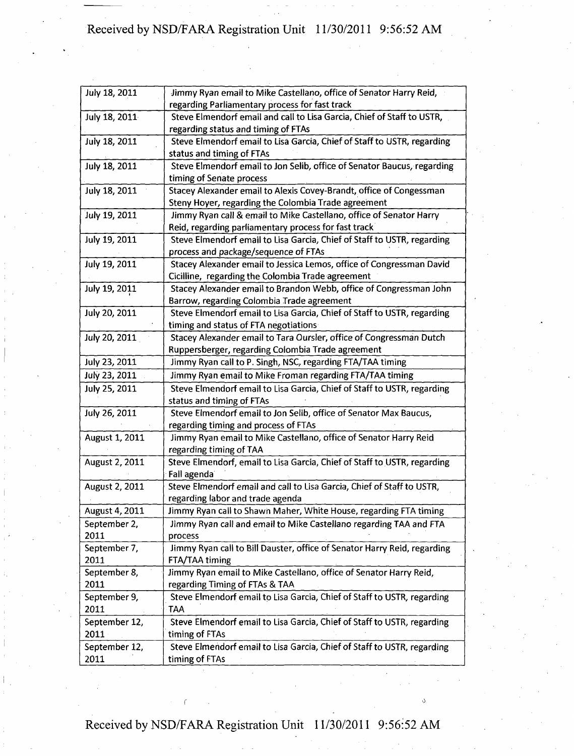| | |
|---|---|
| July 18, 2011 | Jimmy Ryan email to Mike Castellano, office of Senator Harry Reid, regarding Parliamentary process for fast track |
| July 18, 2011 | Steve Elmendorf email and call to Lisa Garcia, Chief of Staff to USTR, regarding status and timing of FTAs |
| July 18, 2011 | Steve Elmendorf email to Lisa Garcia, Chief of Staff to USTR, regarding status and timing of FTAs |
| July 18, 2011 | Steve Elmendorf email to Jon Selib, office of Senator Baucus, regarding timing of Senate process |
| July 18, 2011 | Stacey Alexander email to Alexis Covey-Brandt, office of Congressman Steny Hoyer, regarding the Colombia Trade agreement |
| July 19, 2011 | Jimmy Ryan call & email to Mike Castellano, office of Senator Harry Reid, regarding parliamentary process for fast track |
| July 19, 2011 | Steve Elmendorf email to Lisa Garcia, Chief of Staff to USTR, regarding process and package/sequence of FTAs |
| July 19, 2011 | Stacey Alexander email to Jessica Lemos, office of Congressman David Cicilline, regarding the Colombia Trade agreement |
| July 19, 2011 | Stacey Alexander email to Brandon Webb, office of Congressman John Barrow, regarding Colombia Trade agreement |
| July 20, 2011 | Steve Elmendorf email to Lisa Garcia, Chief of Staff to USTR, regarding timing and status of FTA negotiations |
| July 20, 2011 | Stacey Alexander email to Tara Oursler, office of Congressman Dutch Ruppersberger, regarding Colombia Trade agreement |
| July 23, 2011 | Jimmy Ryan call to P. Singh, NSC, regarding FTA/TAA timing |
| July 23, 2011 | Jimmy Ryan email to Mike Froman regarding FTA/TAA timing |
| July 25, 2011 | Steve Elmendorf email to Lisa Garcia, Chief of Staff to USTR, regarding status and timing of FTAs |
| July 26, 2011 | Steve Elmendorf email to Jon Selib, office of Senator Max Baucus, regarding timing and process of FTAs |
| August 1, 2011 | Jimmy Ryan email to Mike Castellano, office of Senator Harry Reid regarding timing of TAA |
| August 2, 2011 | Steve Elmendorf, email to Lisa Garcia, Chief of Staff to USTR, regarding Fall agenda |
| August 2, 2011 | Steve Elmendorf email and call to Lisa Garcia, Chief of Staff to USTR, regarding labor and trade agenda |
| August 4, 2011 | Jimmy Ryan call to Shawn Maher, White House, regarding FTA timing |
| September 2, 2011 | Jimmy Ryan call and email to Mike Castellano regarding TAA and FTA process |
| September 7, 2011 | Jimmy Ryan call to Bill Dauster, office of Senator Harry Reid, regarding FTA/TAA timing |
| September 8, 2011 | Jimmy Ryan email to Mike Castellano, office of Senator Harry Reid, regarding Timing of FTAs & TAA |
| September 9, 2011 | Steve Elmendorf email to Lisa Garcia, Chief of Staff to USTR, regarding TAA |
| September 12, 2011 | Steve Elmendorf email to Lisa Garcia, Chief of Staff to USTR, regarding timing of FTAs |
| September 12, 2011 | Steve Elmendorf email to Lisa Garcia, Chief of Staff to USTR, regarding timing of FTAs |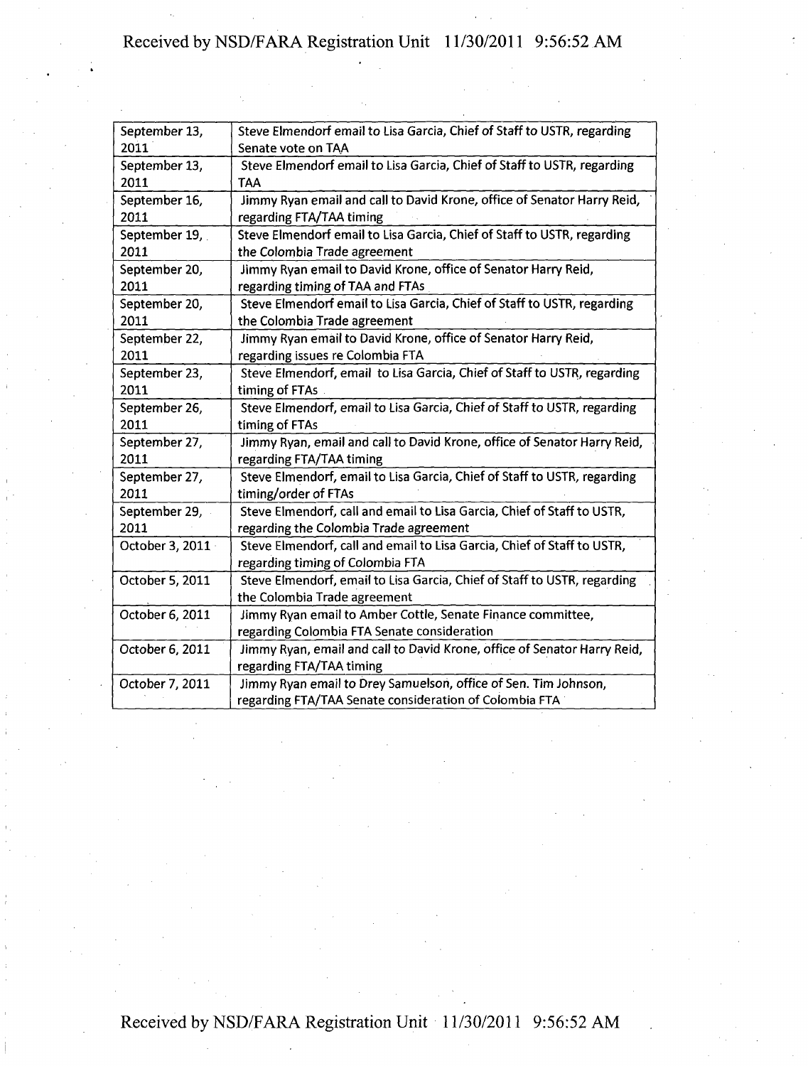| September 13, 2011 | Steve Elmendorf email to Lisa Garcia, Chief of Staff to USTR, regarding Senate vote on TAA |
|---|---|
| September 13, 2011 | Steve Elmendorf email to Lisa Garcia, Chief of Staff to USTR, regarding TAA |
| September 16, 2011 | Jimmy Ryan email and call to David Krone, office of Senator Harry Reid, regarding FTA/TAA timing |
| September 19, 2011 | Steve Elmendorf email to Lisa Garcia, Chief of Staff to USTR, regarding the Colombia Trade agreement |
| September 20, 2011 | Jimmy Ryan email to David Krone, office of Senator Harry Reid, regarding timing of TAA and FTAs |
| September 20, 2011 | Steve Elmendorf email to Lisa Garcia, Chief of Staff to USTR, regarding the Colombia Trade agreement |
| September 22, 2011 | Jimmy Ryan email to David Krone, office of Senator Harry Reid, regarding issues re Colombia FTA |
| September 23, 2011 | Steve Elmendorf, email to Lisa Garcia, Chief of Staff to USTR, regarding timing of FTAs |
| September 26, 2011 | Steve Elmendorf, email to Lisa Garcia, Chief of Staff to USTR, regarding timing of FTAs |
| September 27, 2011 | Jimmy Ryan, email and call to David Krone, office of Senator Harry Reid, regarding FTA/TAA timing |
| September 27, 2011 | Steve Elmendorf, email to Lisa Garcia, Chief of Staff to USTR, regarding timing/order of FTAs |
| September 29, 2011 | Steve Elmendorf, call and email to Lisa Garcia, Chief of Staff to USTR, regarding the Colombia Trade agreement |
| October 3, 2011 | Steve Elmendorf, call and email to Lisa Garcia, Chief of Staff to USTR, regarding timing of Colombia FTA |
| October 5, 2011 | Steve Elmendorf, email to Lisa Garcia, Chief of Staff to USTR, regarding the Colombia Trade agreement |
| October 6, 2011 | Jimmy Ryan email to Amber Cottle, Senate Finance committee, regarding Colombia FTA Senate consideration |
| October 6, 2011 | Jimmy Ryan, email and call to David Krone, office of Senator Harry Reid, regarding FTA/TAA timing |
| October 7, 2011 | Jimmy Ryan email to Drey Samuelson, office of Sen. Tim Johnson, regarding FTA/TAA Senate consideration of Colombia FTA |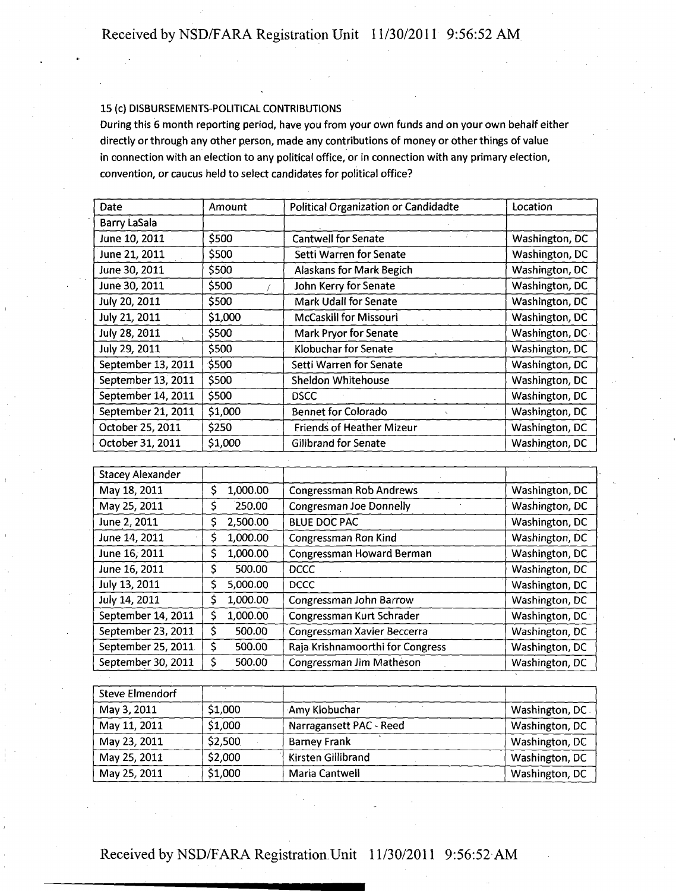15 (c) DISBURSEMENTS-POLITICAL CONTRIBUTIONS

During this 6 month reporting period, have you from your own funds and on your own behalf either directly or through any other person, made any contributions of money or other things of value in connection with an election to any political office, or in connection with any primary election, convention, or caucus held to select candidates for political office?

| Date | Amount | Political Organization or Candidadte | Location |
|---|---|---|---|
| Barry LaSala | | | |
| June 10, 2011 | $500 | Cantwell for Senate | Washington, DC |
| June 21, 2011 | $500 | Setti Warren for Senate | Washington, DC |
| June 30, 2011 | $500 | Alaskans for Mark Begich | Washington, DC |
| June 30, 2011 | $500 | John Kerry for Senate | Washington, DC |
| July 20, 2011 | $500 | Mark Udall for Senate | Washington, DC |
| July 21, 2011 | $1,000 | McCaskill for Missouri | Washington, DC |
| July 28, 2011 | $500 | Mark Pryor for Senate | Washington, DC |
| July 29, 2011 | $500 | Klobuchar for Senate | Washington, DC |
| September 13, 2011 | $500 | Setti Warren for Senate | Washington, DC |
| September 13, 2011 | $500 | Sheldon Whitehouse | Washington, DC |
| September 14, 2011 | $500 | DSCC | Washington, DC |
| September 21, 2011 | $1,000 | Bennet for Colorado | Washington, DC |
| October 25, 2011 | $250 | Friends of Heather Mizeur | Washington, DC |
| October 31, 2011 | $1,000 | Gilibrand for Senate | Washington, DC |

| Stacey Alexander | | | |
|---|---|---|---|
| May 18, 2011 | $ 1,000.00 | Congressman Rob Andrews | Washington, DC |
| May 25, 2011 | $ 250.00 | Congresman Joe Donnelly | Washington, DC |
| June 2, 2011 | $ 2,500.00 | BLUE DOC PAC | Washington, DC |
| June 14, 2011 | $ 1,000.00 | Congressman Ron Kind | Washington, DC |
| June 16, 2011 | $ 1,000.00 | Congressman Howard Berman | Washington, DC |
| June 16, 2011 | $ 500.00 | DCCC | Washington, DC |
| July 13, 2011 | $ 5,000.00 | DCCC | Washington, DC |
| July 14, 2011 | $ 1,000.00 | Congressman John Barrow | Washington, DC |
| September 14, 2011 | $ 1,000.00 | Congressman Kurt Schrader | Washington, DC |
| September 23, 2011 | $ 500.00 | Congressman Xavier Beccerra | Washington, DC |
| September 25, 2011 | $ 500.00 | Raja Krishnamoorthi for Congress | Washington, DC |
| September 30, 2011 | $ 500.00 | Congressman Jim Matheson | Washington, DC |

| Steve Elmendorf | | | |
|---|---|---|---|
| May 3, 2011 | $1,000 | Amy Klobuchar | Washington, DC |
| May 11, 2011 | $1,000 | Narragansett PAC - Reed | Washington, DC |
| May 23, 2011 | $2,500 | Barney Frank | Washington, DC |
| May 25, 2011 | $2,000 | Kirsten Gillibrand | Washington, DC |
| May 25, 2011 | $1,000 | Maria Cantwell | Washington, DC |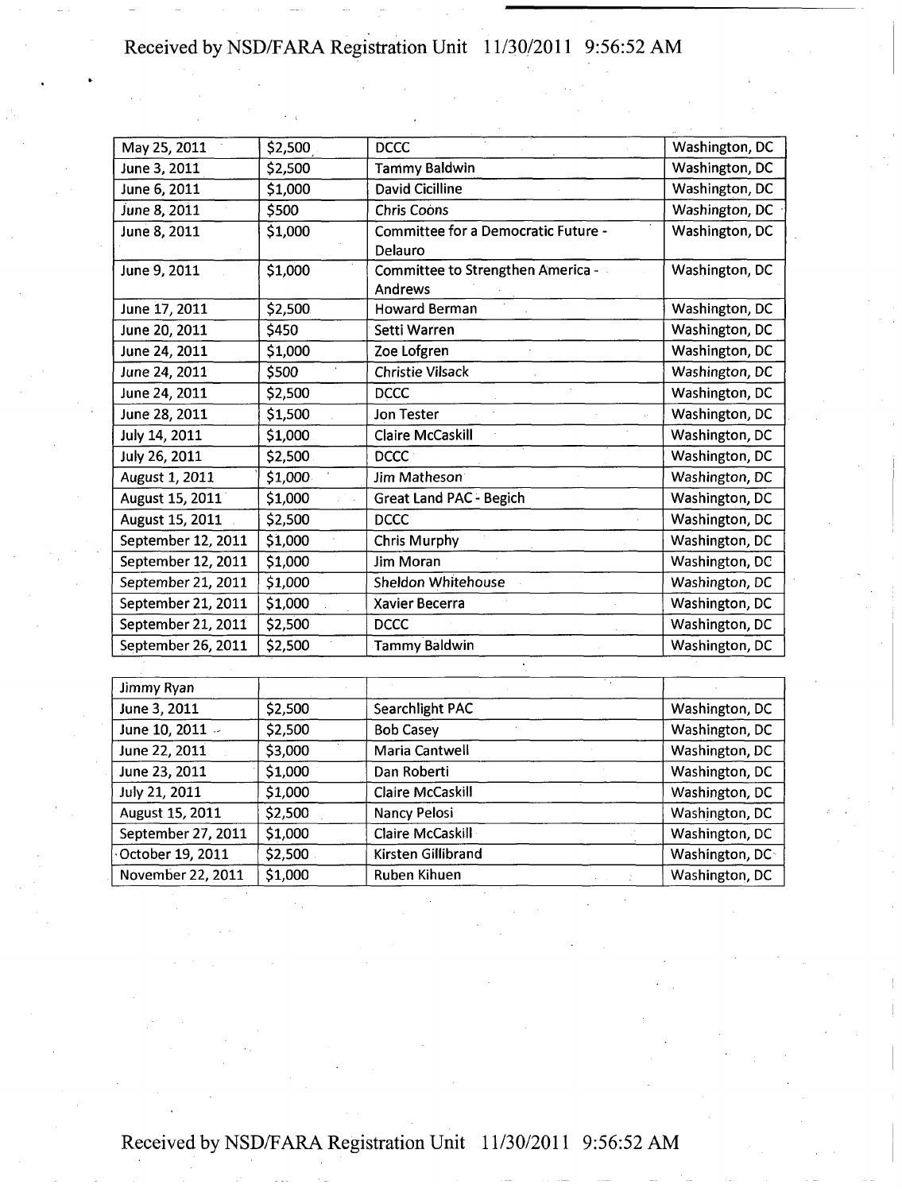| | | | |
|---|---|---|---|
| May 25, 2011 | $2,500 | DCCC | Washington, DC |
| June 3, 2011 | $2,500 | Tammy Baldwin | Washington, DC |
| June 6, 2011 | $1,000 | David Cicilline | Washington, DC |
| June 8, 2011 | $500 | Chris Coons | Washington, DC |
| June 8, 2011 | $1,000 | Committee for a Democratic Future - Delauro | Washington, DC |
| June 9, 2011 | $1,000 | Committee to Strengthen America - Andrews | Washington, DC |
| June 17, 2011 | $2,500 | Howard Berman | Washington, DC |
| June 20, 2011 | $450 | Setti Warren | Washington, DC |
| June 24, 2011 | $1,000 | Zoe Lofgren | Washington, DC |
| June 24, 2011 | $500 | Christie Vilsack | Washington, DC |
| June 24, 2011 | $2,500 | DCCC | Washington, DC |
| June 28, 2011 | $1,500 | Jon Tester | Washington, DC |
| July 14, 2011 | $1,000 | Claire McCaskill | Washington, DC |
| July 26, 2011 | $2,500 | DCCC | Washington, DC |
| August 1, 2011 | $1,000 | Jim Matheson | Washington, DC |
| August 15, 2011 | $1,000 | Great Land PAC - Begich | Washington, DC |
| August 15, 2011 | $2,500 | DCCC | Washington, DC |
| September 12, 2011 | $1,000 | Chris Murphy | Washington, DC |
| September 12, 2011 | $1,000 | Jim Moran | Washington, DC |
| September 21, 2011 | $1,000 | Sheldon Whitehouse | Washington, DC |
| September 21, 2011 | $1,000 | Xavier Becerra | Washington, DC |
| September 21, 2011 | $2,500 | DCCC | Washington, DC |
| September 26, 2011 | $2,500 | Tammy Baldwin | Washington, DC |

| | | | |
|---|---|---|---|
| Jimmy Ryan | | | |
| June 3, 2011 | $2,500 | Searchlight PAC | Washington, DC |
| June 10, 2011 | $2,500 | Bob Casey | Washington, DC |
| June 22, 2011 | $3,000 | Maria Cantwell | Washington, DC |
| June 23, 2011 | $1,000 | Dan Roberti | Washington, DC |
| July 21, 2011 | $1,000 | Claire McCaskill | Washington, DC |
| August 15, 2011 | $2,500 | Nancy Pelosi | Washington, DC |
| September 27, 2011 | $1,000 | Claire McCaskill | Washington, DC |
| October 19, 2011 | $2,500 | Kirsten Gillibrand | Washington, DC |
| November 22, 2011 | $1,000 | Ruben Kihuen | Washington, DC |